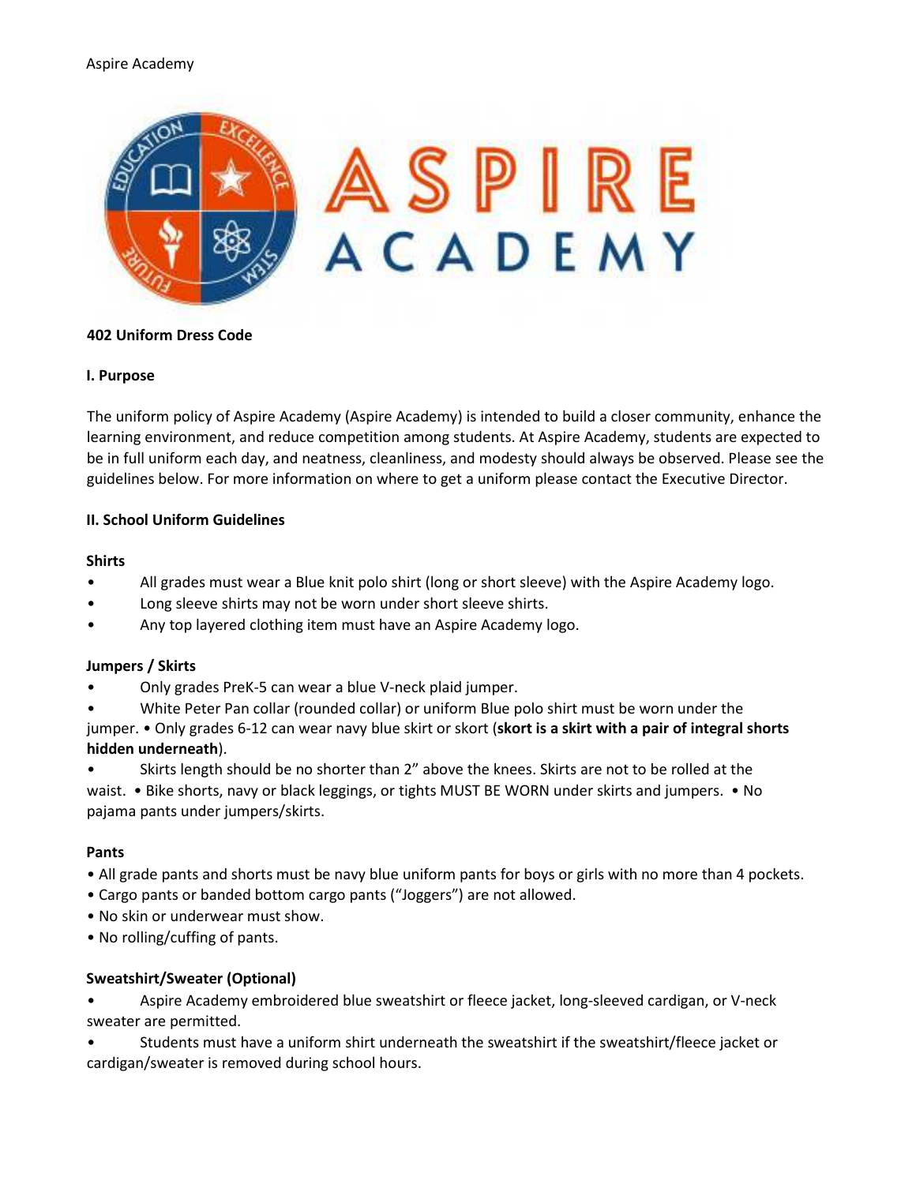Aspire Academy

## 402 Uniform Dress Code

### I. Purpose

The uniform policy of Aspire Academy (Aspire Academy) is intended to build a closer community, enhance the learning environment, and reduce competition among students. At Aspire Academy, students are expected to be in full uniform each day, and neatness, cleanliness, and modesty should always be observed. Please see the guidelines below. For more information on where to get a uniform please contact the Executive Director.

### II. School Uniform Guidelines

**Shirts**

- All grades must wear a Blue knit polo shirt (long or short sleeve) with the Aspire Academy logo.
- Long sleeve shirts may not be worn under short sleeve shirts.
- Any top layered clothing item must have an Aspire Academy logo.

**Jumpers / Skirts**

- Only grades PreK-5 can wear a blue V-neck plaid jumper.
- White Peter Pan collar (rounded collar) or uniform Blue polo shirt must be worn under the jumper. • Only grades 6-12 can wear navy blue skirt or skort (**skort is a skirt with a pair of integral shorts hidden underneath**).
- Skirts length should be no shorter than 2" above the knees. Skirts are not to be rolled at the waist. • Bike shorts, navy or black leggings, or tights MUST BE WORN under skirts and jumpers. • No pajama pants under jumpers/skirts.

**Pants**

- All grade pants and shorts must be navy blue uniform pants for boys or girls with no more than 4 pockets.
- Cargo pants or banded bottom cargo pants ("Joggers") are not allowed.
- No skin or underwear must show.
- No rolling/cuffing of pants.

**Sweatshirt/Sweater (Optional)**

- Aspire Academy embroidered blue sweatshirt or fleece jacket, long-sleeved cardigan, or V-neck sweater are permitted.
- Students must have a uniform shirt underneath the sweatshirt if the sweatshirt/fleece jacket or cardigan/sweater is removed during school hours.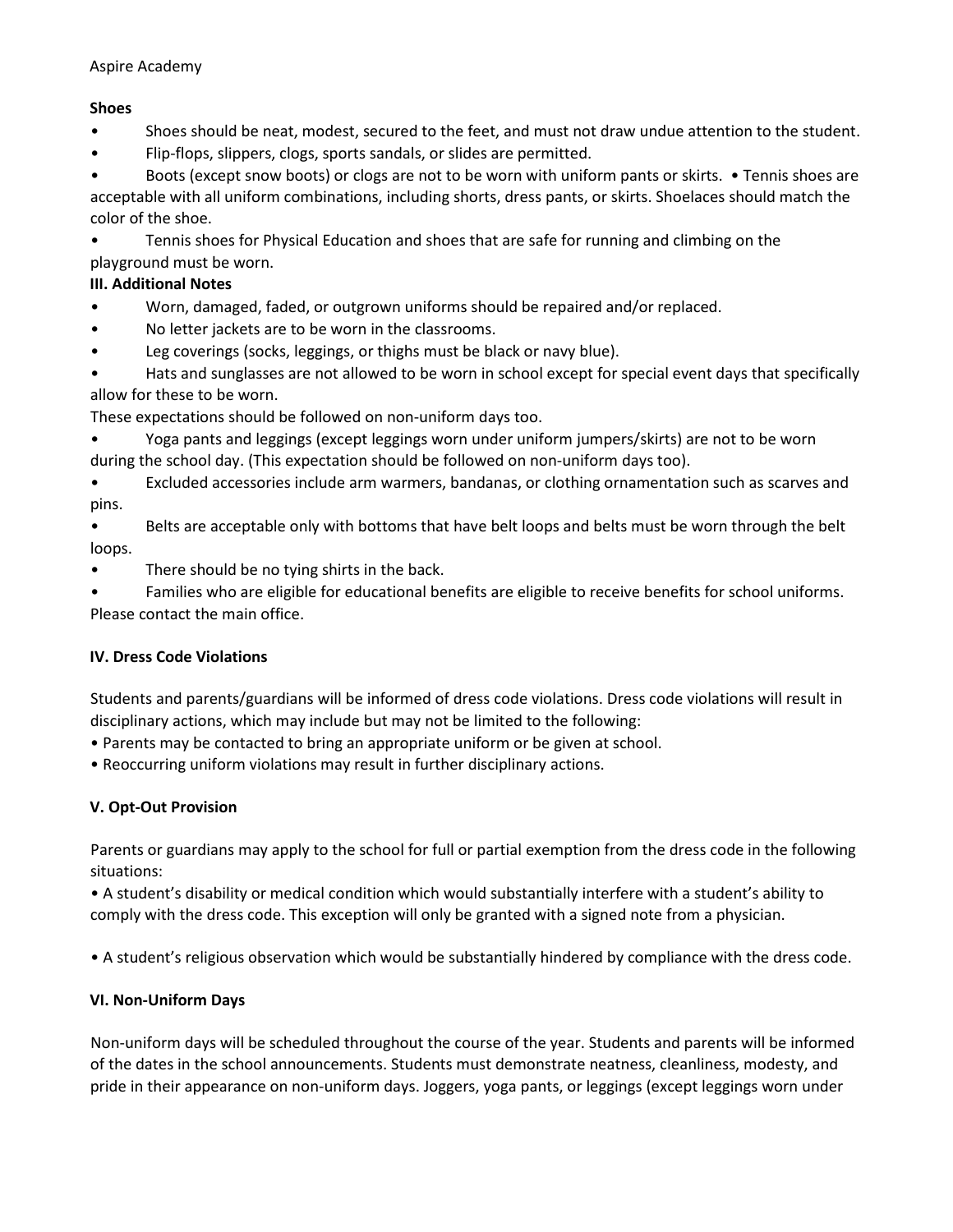### Shoes

- Shoes should be neat, modest, secured to the feet, and must not draw undue attention to the student.
- Flip-flops, slippers, clogs, sports sandals, or slides are permitted.
- Boots (except snow boots) or clogs are not to be worn with uniform pants or skirts. • Tennis shoes are acceptable with all uniform combinations, including shorts, dress pants, or skirts. Shoelaces should match the color of the shoe.
- Tennis shoes for Physical Education and shoes that are safe for running and climbing on the playground must be worn.

### III. Additional Notes

- Worn, damaged, faded, or outgrown uniforms should be repaired and/or replaced.
- No letter jackets are to be worn in the classrooms.
- Leg coverings (socks, leggings, or thighs must be black or navy blue).
- Hats and sunglasses are not allowed to be worn in school except for special event days that specifically allow for these to be worn.

These expectations should be followed on non-uniform days too.

- Yoga pants and leggings (except leggings worn under uniform jumpers/skirts) are not to be worn during the school day. (This expectation should be followed on non-uniform days too).
- Excluded accessories include arm warmers, bandanas, or clothing ornamentation such as scarves and pins.
- Belts are acceptable only with bottoms that have belt loops and belts must be worn through the belt loops.
- There should be no tying shirts in the back.
- Families who are eligible for educational benefits are eligible to receive benefits for school uniforms. Please contact the main office.

### IV. Dress Code Violations

Students and parents/guardians will be informed of dress code violations. Dress code violations will result in disciplinary actions, which may include but may not be limited to the following:

- Parents may be contacted to bring an appropriate uniform or be given at school.
- Reoccurring uniform violations may result in further disciplinary actions.

### V. Opt-Out Provision

Parents or guardians may apply to the school for full or partial exemption from the dress code in the following situations:

- A student's disability or medical condition which would substantially interfere with a student's ability to comply with the dress code. This exception will only be granted with a signed note from a physician.

- A student's religious observation which would be substantially hindered by compliance with the dress code.

### VI. Non-Uniform Days

Non-uniform days will be scheduled throughout the course of the year. Students and parents will be informed of the dates in the school announcements. Students must demonstrate neatness, cleanliness, modesty, and pride in their appearance on non-uniform days. Joggers, yoga pants, or leggings (except leggings worn under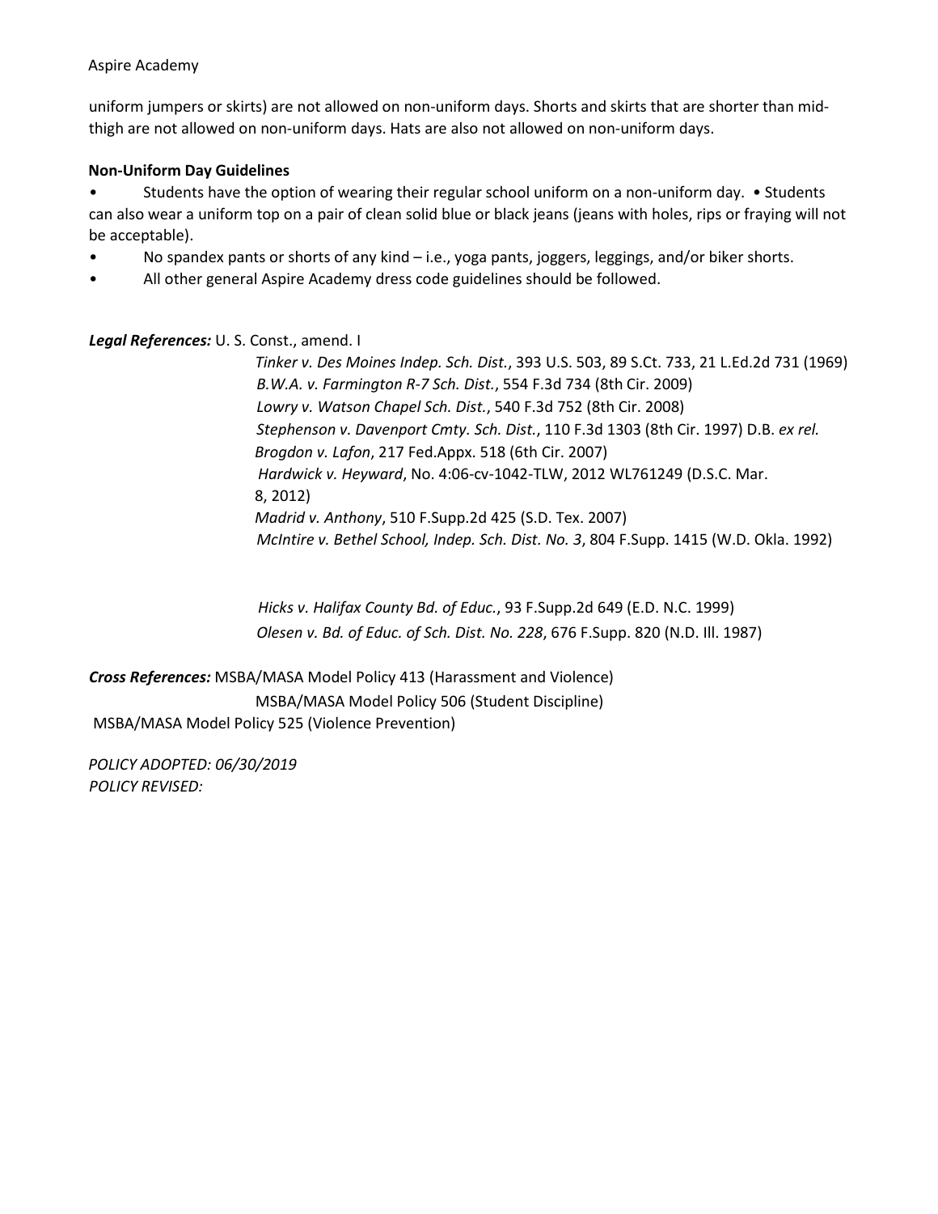uniform jumpers or skirts) are not allowed on non-uniform days. Shorts and skirts that are shorter than mid-thigh are not allowed on non-uniform days. Hats are also not allowed on non-uniform days.

**Non-Uniform Day Guidelines**

- Students have the option of wearing their regular school uniform on a non-uniform day. • Students can also wear a uniform top on a pair of clean solid blue or black jeans (jeans with holes, rips or fraying will not be acceptable).
- No spandex pants or shorts of any kind – i.e., yoga pants, joggers, leggings, and/or biker shorts.
- All other general Aspire Academy dress code guidelines should be followed.

***Legal References:*** U. S. Const., amend. I

*Tinker v. Des Moines Indep. Sch. Dist.*, 393 U.S. 503, 89 S.Ct. 733, 21 L.Ed.2d 731 (1969)
*B.W.A. v. Farmington R-7 Sch. Dist.*, 554 F.3d 734 (8th Cir. 2009)
*Lowry v. Watson Chapel Sch. Dist.*, 540 F.3d 752 (8th Cir. 2008)
*Stephenson v. Davenport Cmty. Sch. Dist.*, 110 F.3d 1303 (8th Cir. 1997) D.B. *ex rel. Brogdon v. Lafon*, 217 Fed.Appx. 518 (6th Cir. 2007)
*Hardwick v. Heyward*, No. 4:06-cv-1042-TLW, 2012 WL761249 (D.S.C. Mar. 8, 2012)
*Madrid v. Anthony*, 510 F.Supp.2d 425 (S.D. Tex. 2007)
*McIntire v. Bethel School, Indep. Sch. Dist. No. 3*, 804 F.Supp. 1415 (W.D. Okla. 1992)

*Hicks v. Halifax County Bd. of Educ.*, 93 F.Supp.2d 649 (E.D. N.C. 1999)
*Olesen v. Bd. of Educ. of Sch. Dist. No. 228*, 676 F.Supp. 820 (N.D. Ill. 1987)

***Cross References:*** MSBA/MASA Model Policy 413 (Harassment and Violence)
MSBA/MASA Model Policy 506 (Student Discipline)
MSBA/MASA Model Policy 525 (Violence Prevention)

*POLICY ADOPTED: 06/30/2019*
*POLICY REVISED:*